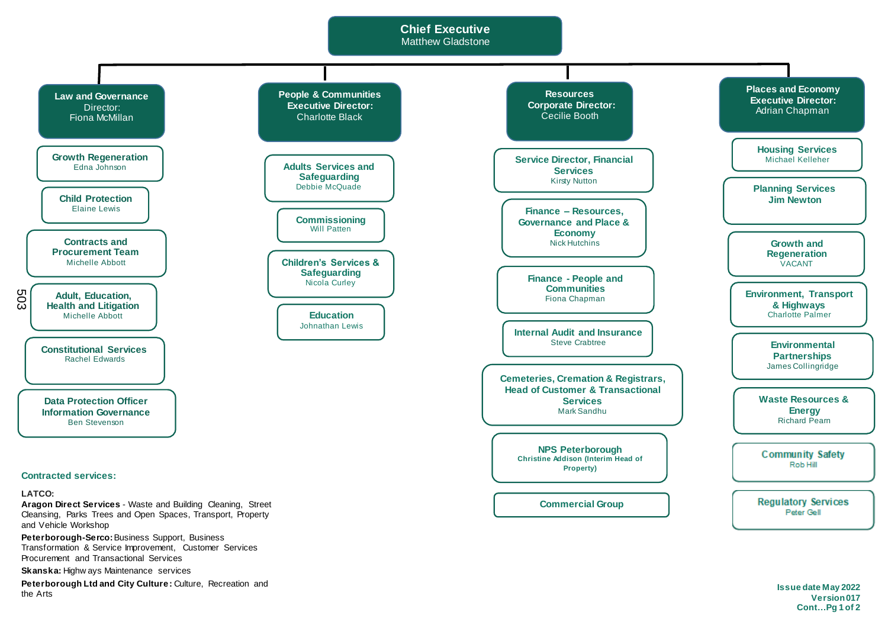# Chief Executive
Matthew Gladstone

## Law and Governance
Director: Fiona McMillan

- **Growth Regeneration** – Edna Johnson
- **Child Protection** – Elaine Lewis
- **Contracts and Procurement Team** – Michelle Abbott
- **Adult, Education, Health and Litigation** – Michelle Abbott
- **Constitutional Services** – Rachel Edwards
- **Data Protection Officer Information Governance** – Ben Stevenson

## People & Communities
Executive Director: Charlotte Black

- **Adults Services and Safeguarding** – Debbie McQuade
- **Commissioning** – Will Patten
- **Children's Services & Safeguarding** – Nicola Curley
- **Education** – Johnathan Lewis

## Resources
Corporate Director: Cecilie Booth

- **Service Director, Financial Services** – Kirsty Nutton
- **Finance – Resources, Governance and Place & Economy** – Nick Hutchins
- **Finance - People and Communities** – Fiona Chapman
- **Internal Audit and Insurance** – Steve Crabtree
- **Cemeteries, Cremation & Registrars, Head of Customer & Transactional Services** – Mark Sandhu
- **NPS Peterborough** – Christine Addison (Interim Head of Property)
- **Commercial Group**

## Places and Economy
Executive Director: Adrian Chapman

- **Housing Services** – Michael Kelleher
- **Planning Services** – Jim Newton
- **Growth and Regeneration** – VACANT
- **Environment, Transport & Highways** – Charlotte Palmer
- **Environmental Partnerships** – James Collingridge
- **Waste Resources & Energy** – Richard Pearn
- **Community Safety** – Rob Hill
- **Regulatory Services** – Peter Gell

### Contracted services:

**LATCO:**

**Aragon Direct Services** - Waste and Building Cleaning, Street Cleansing, Parks Trees and Open Spaces, Transport, Property and Vehicle Workshop

**Peterborough-Serco:** Business Support, Business Transformation & Service Improvement, Customer Services Procurement and Transactional Services

**Skanska:** Highways Maintenance services

**Peterborough Ltd and City Culture:** Culture, Recreation and the Arts

**Issue date May 2022**
**Version 017**
**Cont…Pg 1 of 2**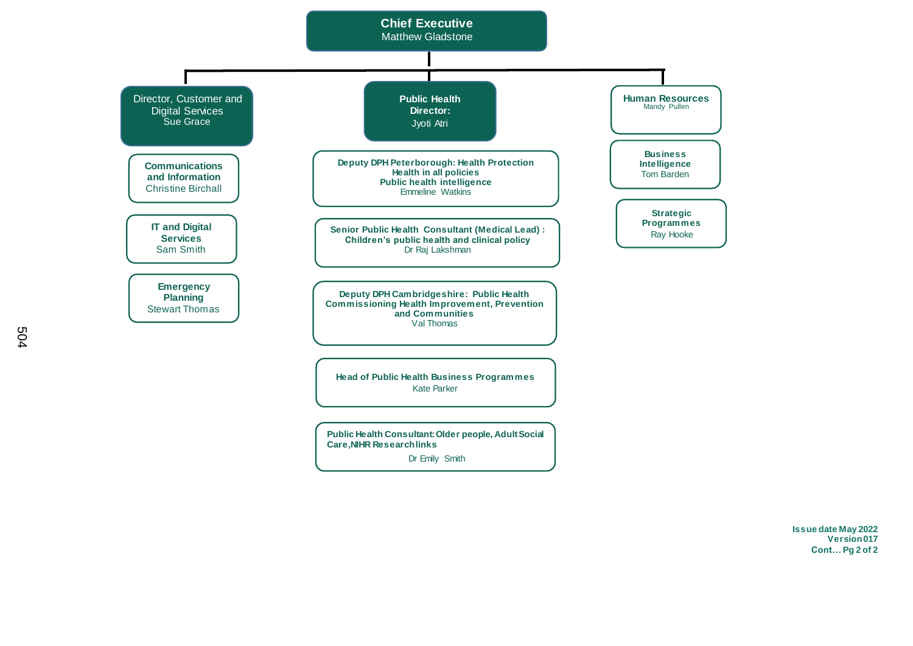## Chief Executive
Matthew Gladstone

### Director, Customer and Digital Services
Sue Grace

- **Communications and Information** — Christine Birchall
- **IT and Digital Services** — Sam Smith
- **Emergency Planning** — Stewart Thomas

### Public Health Director:
Jyoti Atri

- **Deputy DPH Peterborough: Health Protection Health in all policies Public health intelligence** — Emmeline Watkins
- **Senior Public Health Consultant (Medical Lead) : Children's public health and clinical policy** — Dr Raj Lakshman
- **Deputy DPH Cambridgeshire: Public Health Commissioning Health Improvement, Prevention and Communities** — Val Thomas
- **Head of Public Health Business Programmes** — Kate Parker
- **Public Health Consultant: Older people, Adult Social Care, NIHR Research links** — Dr Emily Smith

### Human Resources
Mandy Pullen

- **Business Intelligence** — Tom Barden
- **Strategic Programmes** — Ray Hooke

**Issue date May 2022**
**Version 017**
**Cont… Pg 2 of 2**